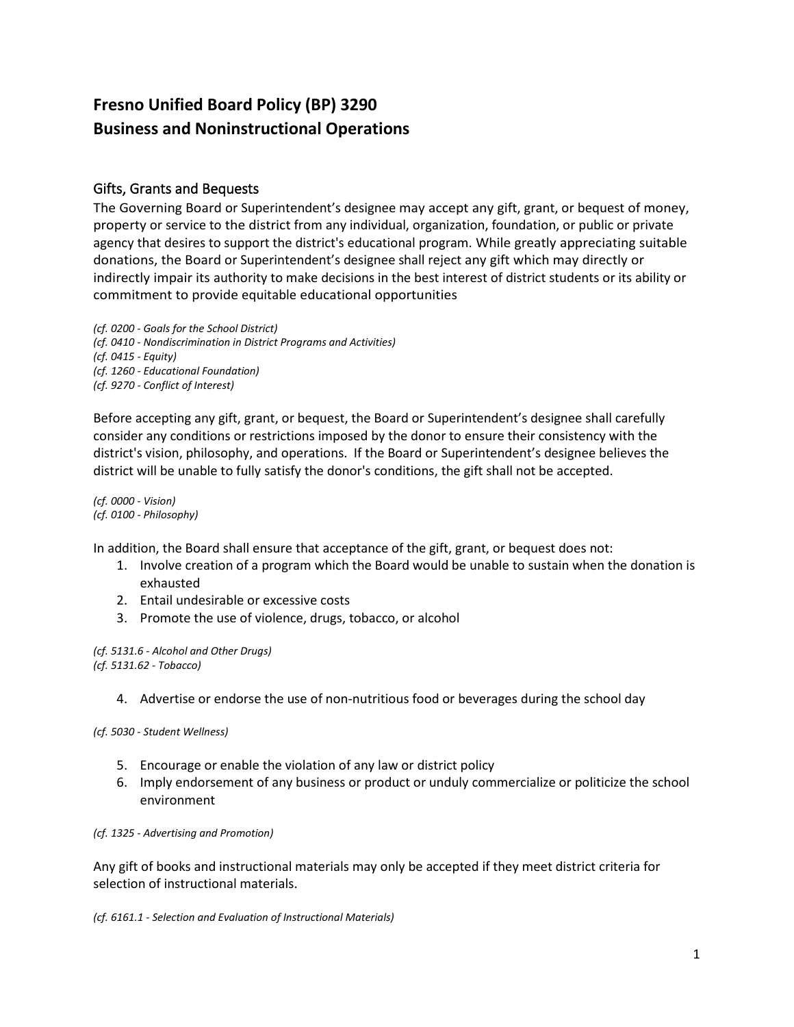# Fresno Unified Board Policy (BP) 3290
# Business and Noninstructional Operations

## Gifts, Grants and Bequests

The Governing Board or Superintendent's designee may accept any gift, grant, or bequest of money, property or service to the district from any individual, organization, foundation, or public or private agency that desires to support the district's educational program. While greatly appreciating suitable donations, the Board or Superintendent's designee shall reject any gift which may directly or indirectly impair its authority to make decisions in the best interest of district students or its ability or commitment to provide equitable educational opportunities

*(cf. 0200 - Goals for the School District)*
*(cf. 0410 - Nondiscrimination in District Programs and Activities)*
*(cf. 0415 - Equity)*
*(cf. 1260 - Educational Foundation)*
*(cf. 9270 - Conflict of Interest)*

Before accepting any gift, grant, or bequest, the Board or Superintendent's designee shall carefully consider any conditions or restrictions imposed by the donor to ensure their consistency with the district's vision, philosophy, and operations. If the Board or Superintendent's designee believes the district will be unable to fully satisfy the donor's conditions, the gift shall not be accepted.

*(cf. 0000 - Vision)*
*(cf. 0100 - Philosophy)*

In addition, the Board shall ensure that acceptance of the gift, grant, or bequest does not:

1. Involve creation of a program which the Board would be unable to sustain when the donation is exhausted
2. Entail undesirable or excessive costs
3. Promote the use of violence, drugs, tobacco, or alcohol

*(cf. 5131.6 - Alcohol and Other Drugs)*
*(cf. 5131.62 - Tobacco)*

4. Advertise or endorse the use of non-nutritious food or beverages during the school day

*(cf. 5030 - Student Wellness)*

5. Encourage or enable the violation of any law or district policy
6. Imply endorsement of any business or product or unduly commercialize or politicize the school environment

*(cf. 1325 - Advertising and Promotion)*

Any gift of books and instructional materials may only be accepted if they meet district criteria for selection of instructional materials.

*(cf. 6161.1 - Selection and Evaluation of Instructional Materials)*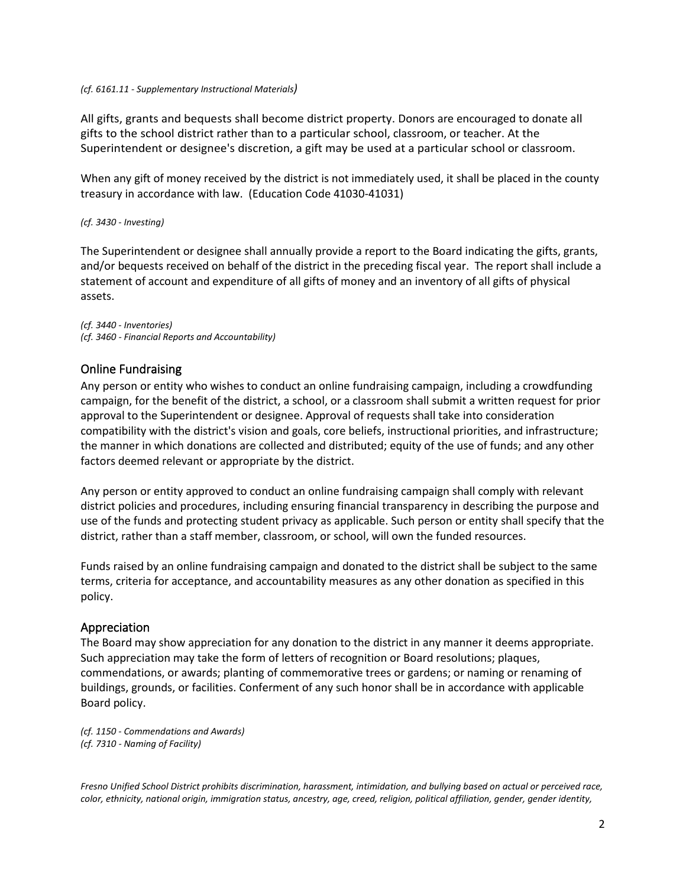*(cf. 6161.11 - Supplementary Instructional Materials)*

All gifts, grants and bequests shall become district property. Donors are encouraged to donate all gifts to the school district rather than to a particular school, classroom, or teacher. At the Superintendent or designee's discretion, a gift may be used at a particular school or classroom.

When any gift of money received by the district is not immediately used, it shall be placed in the county treasury in accordance with law. (Education Code 41030-41031)

*(cf. 3430 - Investing)*

The Superintendent or designee shall annually provide a report to the Board indicating the gifts, grants, and/or bequests received on behalf of the district in the preceding fiscal year. The report shall include a statement of account and expenditure of all gifts of money and an inventory of all gifts of physical assets.

*(cf. 3440 - Inventories)*
*(cf. 3460 - Financial Reports and Accountability)*

## Online Fundraising

Any person or entity who wishes to conduct an online fundraising campaign, including a crowdfunding campaign, for the benefit of the district, a school, or a classroom shall submit a written request for prior approval to the Superintendent or designee. Approval of requests shall take into consideration compatibility with the district's vision and goals, core beliefs, instructional priorities, and infrastructure; the manner in which donations are collected and distributed; equity of the use of funds; and any other factors deemed relevant or appropriate by the district.

Any person or entity approved to conduct an online fundraising campaign shall comply with relevant district policies and procedures, including ensuring financial transparency in describing the purpose and use of the funds and protecting student privacy as applicable. Such person or entity shall specify that the district, rather than a staff member, classroom, or school, will own the funded resources.

Funds raised by an online fundraising campaign and donated to the district shall be subject to the same terms, criteria for acceptance, and accountability measures as any other donation as specified in this policy.

## Appreciation

The Board may show appreciation for any donation to the district in any manner it deems appropriate. Such appreciation may take the form of letters of recognition or Board resolutions; plaques, commendations, or awards; planting of commemorative trees or gardens; or naming or renaming of buildings, grounds, or facilities. Conferment of any such honor shall be in accordance with applicable Board policy.

*(cf. 1150 - Commendations and Awards)*
*(cf. 7310 - Naming of Facility)*

*Fresno Unified School District prohibits discrimination, harassment, intimidation, and bullying based on actual or perceived race, color, ethnicity, national origin, immigration status, ancestry, age, creed, religion, political affiliation, gender, gender identity,*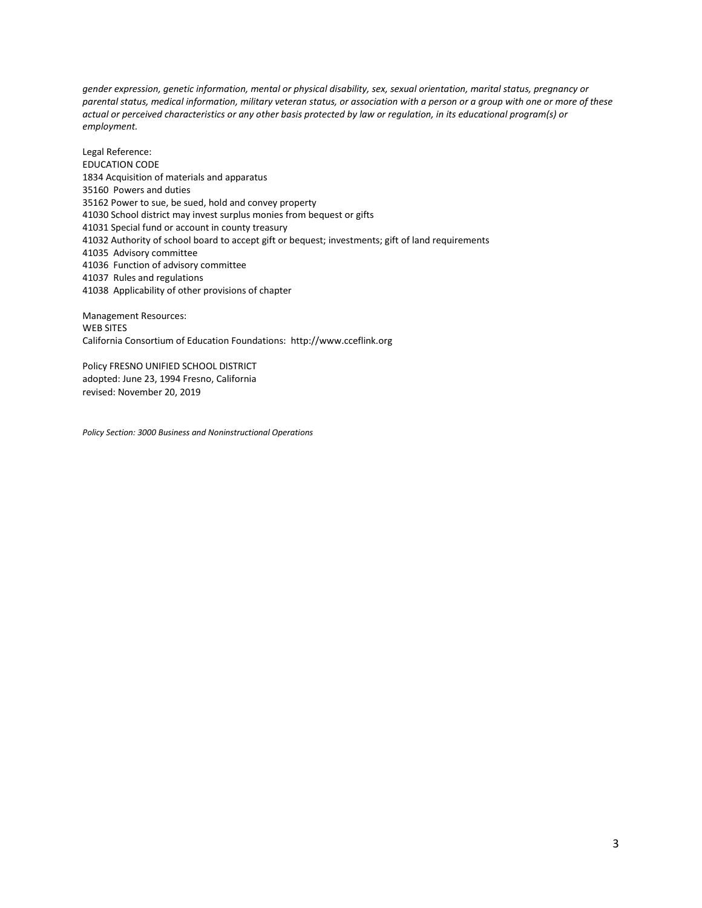*gender expression, genetic information, mental or physical disability, sex, sexual orientation, marital status, pregnancy or parental status, medical information, military veteran status, or association with a person or a group with one or more of these actual or perceived characteristics or any other basis protected by law or regulation, in its educational program(s) or employment.*

Legal Reference:
EDUCATION CODE
1834 Acquisition of materials and apparatus
35160 Powers and duties
35162 Power to sue, be sued, hold and convey property
41030 School district may invest surplus monies from bequest or gifts
41031 Special fund or account in county treasury
41032 Authority of school board to accept gift or bequest; investments; gift of land requirements
41035 Advisory committee
41036 Function of advisory committee
41037 Rules and regulations
41038 Applicability of other provisions of chapter

Management Resources:
WEB SITES
California Consortium of Education Foundations: http://www.cceflink.org

Policy FRESNO UNIFIED SCHOOL DISTRICT
adopted: June 23, 1994 Fresno, California
revised: November 20, 2019

*Policy Section: 3000 Business and Noninstructional Operations*